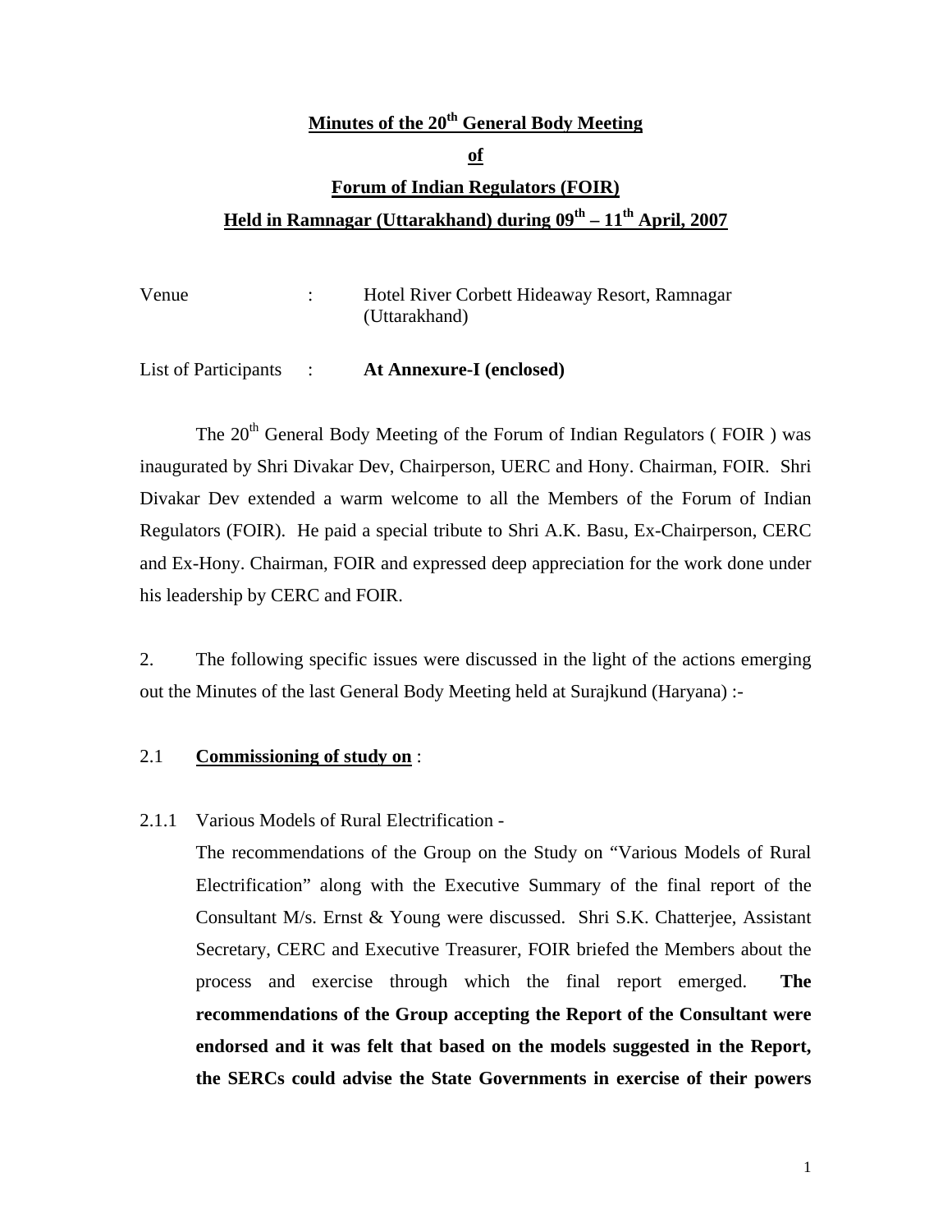# Minutes of the 20th General Body Meeting

## of

## Forum of Indian Regulators (FOIR)

## Held in Ramnagar (Uttarakhand) during 09th – 11th April, 2007

Venue : Hotel River Corbett Hideaway Resort, Ramnagar (Uttarakhand)

List of Participants : **At Annexure-I (enclosed)**

The 20th General Body Meeting of the Forum of Indian Regulators ( FOIR ) was inaugurated by Shri Divakar Dev, Chairperson, UERC and Hony. Chairman, FOIR. Shri Divakar Dev extended a warm welcome to all the Members of the Forum of Indian Regulators (FOIR). He paid a special tribute to Shri A.K. Basu, Ex-Chairperson, CERC and Ex-Hony. Chairman, FOIR and expressed deep appreciation for the work done under his leadership by CERC and FOIR.

2. The following specific issues were discussed in the light of the actions emerging out the Minutes of the last General Body Meeting held at Surajkund (Haryana) :-

2.1 **Commissioning of study on** :

2.1.1 Various Models of Rural Electrification -

The recommendations of the Group on the Study on "Various Models of Rural Electrification" along with the Executive Summary of the final report of the Consultant M/s. Ernst & Young were discussed. Shri S.K. Chatterjee, Assistant Secretary, CERC and Executive Treasurer, FOIR briefed the Members about the process and exercise through which the final report emerged. **The recommendations of the Group accepting the Report of the Consultant were endorsed and it was felt that based on the models suggested in the Report, the SERCs could advise the State Governments in exercise of their powers**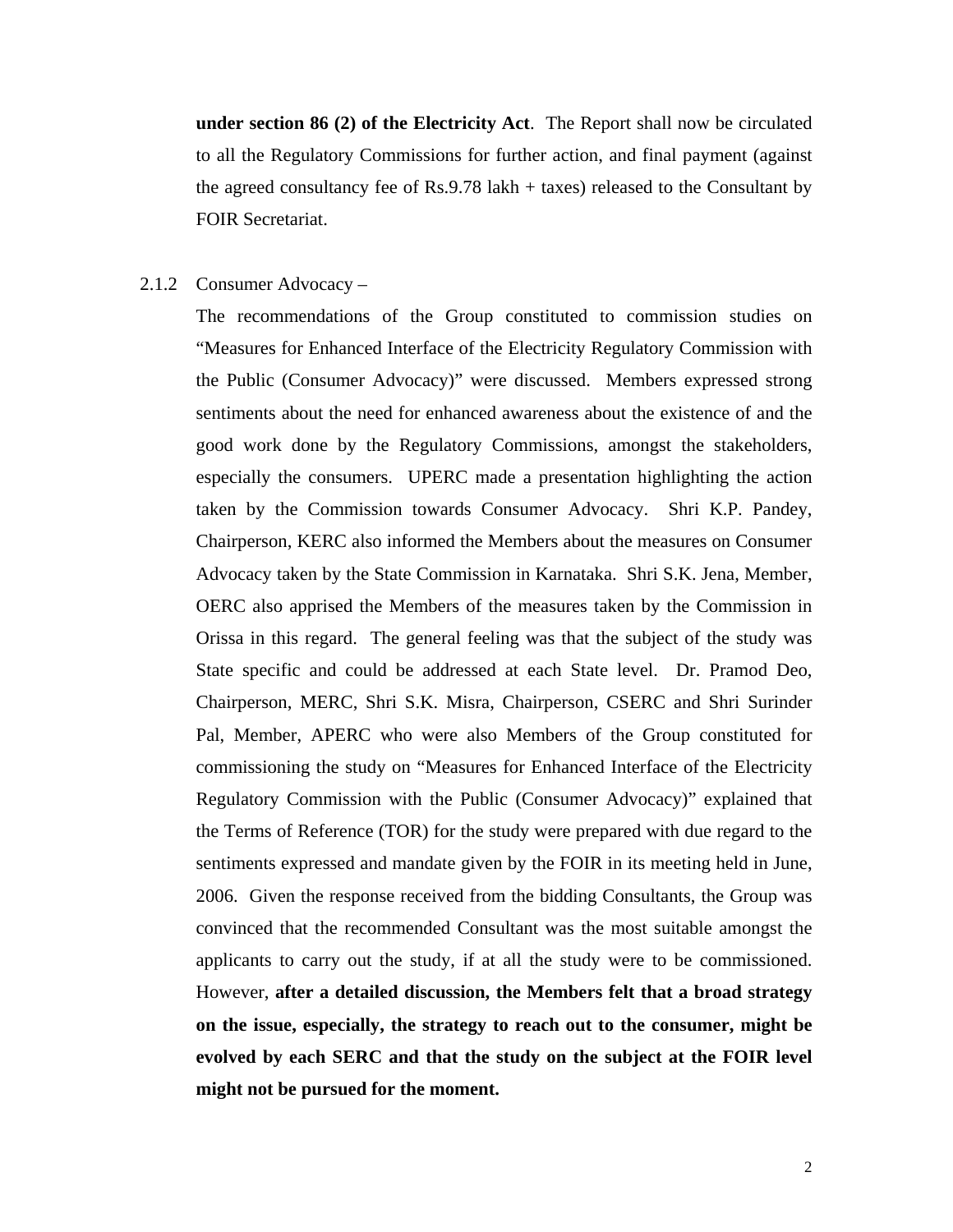**under section 86 (2) of the Electricity Act**. The Report shall now be circulated to all the Regulatory Commissions for further action, and final payment (against the agreed consultancy fee of Rs.9.78 lakh + taxes) released to the Consultant by FOIR Secretariat.

2.1.2 Consumer Advocacy –

The recommendations of the Group constituted to commission studies on "Measures for Enhanced Interface of the Electricity Regulatory Commission with the Public (Consumer Advocacy)" were discussed. Members expressed strong sentiments about the need for enhanced awareness about the existence of and the good work done by the Regulatory Commissions, amongst the stakeholders, especially the consumers. UPERC made a presentation highlighting the action taken by the Commission towards Consumer Advocacy. Shri K.P. Pandey, Chairperson, KERC also informed the Members about the measures on Consumer Advocacy taken by the State Commission in Karnataka. Shri S.K. Jena, Member, OERC also apprised the Members of the measures taken by the Commission in Orissa in this regard. The general feeling was that the subject of the study was State specific and could be addressed at each State level. Dr. Pramod Deo, Chairperson, MERC, Shri S.K. Misra, Chairperson, CSERC and Shri Surinder Pal, Member, APERC who were also Members of the Group constituted for commissioning the study on "Measures for Enhanced Interface of the Electricity Regulatory Commission with the Public (Consumer Advocacy)" explained that the Terms of Reference (TOR) for the study were prepared with due regard to the sentiments expressed and mandate given by the FOIR in its meeting held in June, 2006. Given the response received from the bidding Consultants, the Group was convinced that the recommended Consultant was the most suitable amongst the applicants to carry out the study, if at all the study were to be commissioned. However, **after a detailed discussion, the Members felt that a broad strategy on the issue, especially, the strategy to reach out to the consumer, might be evolved by each SERC and that the study on the subject at the FOIR level might not be pursued for the moment.**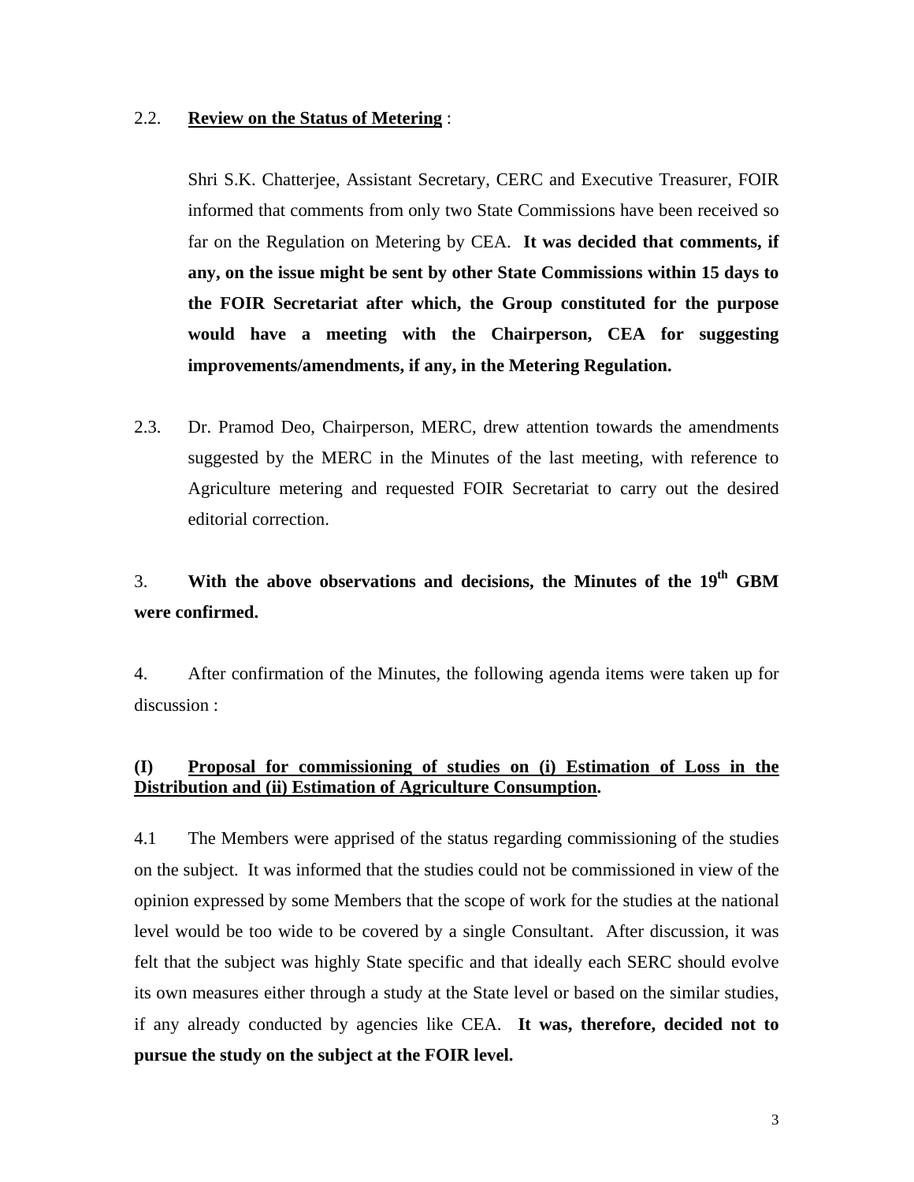2.2. **Review on the Status of Metering** :

Shri S.K. Chatterjee, Assistant Secretary, CERC and Executive Treasurer, FOIR informed that comments from only two State Commissions have been received so far on the Regulation on Metering by CEA. **It was decided that comments, if any, on the issue might be sent by other State Commissions within 15 days to the FOIR Secretariat after which, the Group constituted for the purpose would have a meeting with the Chairperson, CEA for suggesting improvements/amendments, if any, in the Metering Regulation.**

2.3. Dr. Pramod Deo, Chairperson, MERC, drew attention towards the amendments suggested by the MERC in the Minutes of the last meeting, with reference to Agriculture metering and requested FOIR Secretariat to carry out the desired editorial correction.

3. **With the above observations and decisions, the Minutes of the 19th GBM were confirmed.**

4. After confirmation of the Minutes, the following agenda items were taken up for discussion :

**(I) Proposal for commissioning of studies on (i) Estimation of Loss in the Distribution and (ii) Estimation of Agriculture Consumption.**

4.1 The Members were apprised of the status regarding commissioning of the studies on the subject. It was informed that the studies could not be commissioned in view of the opinion expressed by some Members that the scope of work for the studies at the national level would be too wide to be covered by a single Consultant. After discussion, it was felt that the subject was highly State specific and that ideally each SERC should evolve its own measures either through a study at the State level or based on the similar studies, if any already conducted by agencies like CEA. **It was, therefore, decided not to pursue the study on the subject at the FOIR level.**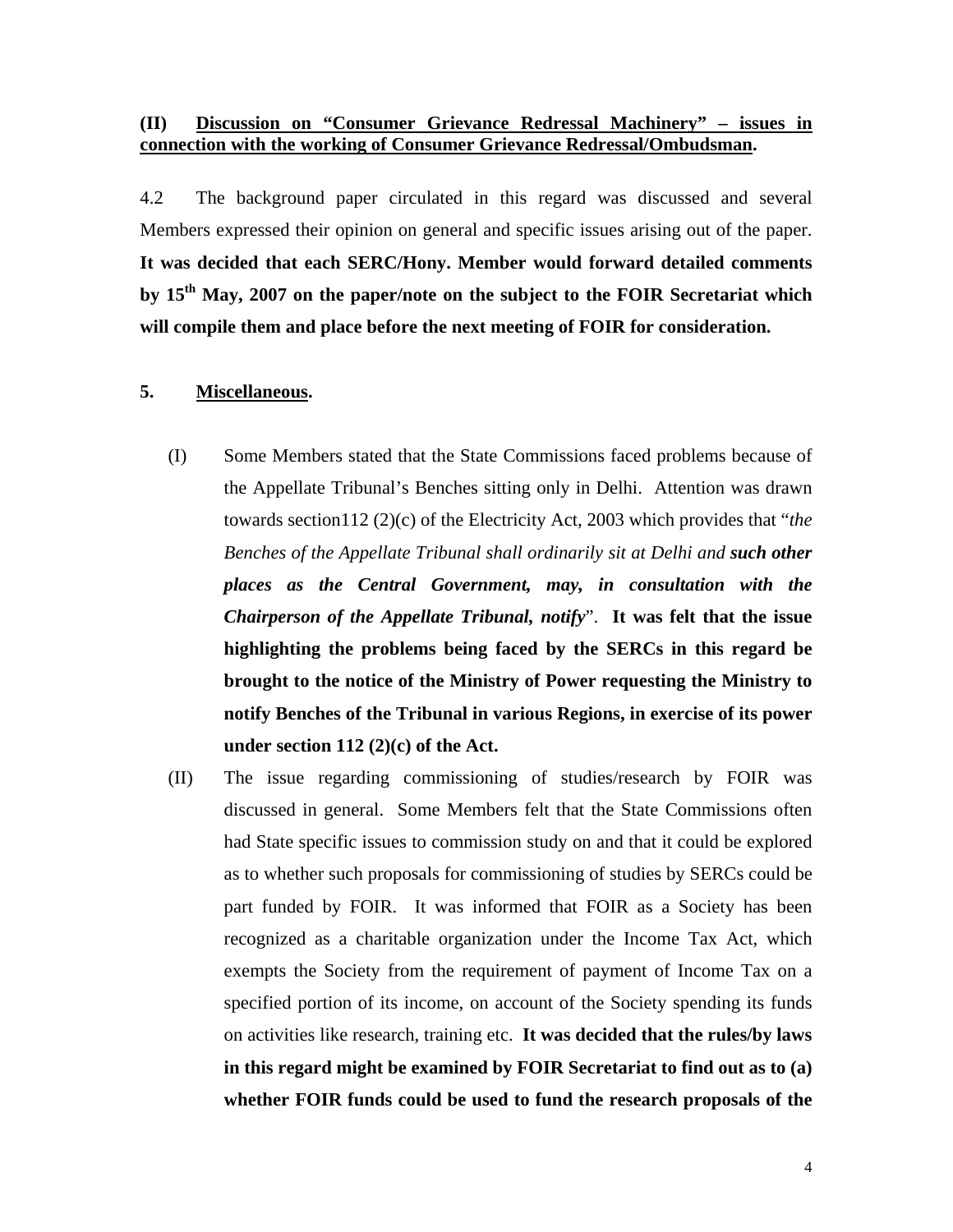**(II) <u>Discussion on "Consumer Grievance Redressal Machinery" – issues in connection with the working of Consumer Grievance Redressal/Ombudsman</u>.**

4.2 The background paper circulated in this regard was discussed and several Members expressed their opinion on general and specific issues arising out of the paper. **It was decided that each SERC/Hony. Member would forward detailed comments by 15th May, 2007 on the paper/note on the subject to the FOIR Secretariat which will compile them and place before the next meeting of FOIR for consideration.**

**5. <u>Miscellaneous</u>.**

(I) Some Members stated that the State Commissions faced problems because of the Appellate Tribunal's Benches sitting only in Delhi. Attention was drawn towards section112 (2)(c) of the Electricity Act, 2003 which provides that "*the Benches of the Appellate Tribunal shall ordinarily sit at Delhi and **such other places as the Central Government, may, in consultation with the Chairperson of the Appellate Tribunal, notify***". **It was felt that the issue highlighting the problems being faced by the SERCs in this regard be brought to the notice of the Ministry of Power requesting the Ministry to notify Benches of the Tribunal in various Regions, in exercise of its power under section 112 (2)(c) of the Act.**

(II) The issue regarding commissioning of studies/research by FOIR was discussed in general. Some Members felt that the State Commissions often had State specific issues to commission study on and that it could be explored as to whether such proposals for commissioning of studies by SERCs could be part funded by FOIR. It was informed that FOIR as a Society has been recognized as a charitable organization under the Income Tax Act, which exempts the Society from the requirement of payment of Income Tax on a specified portion of its income, on account of the Society spending its funds on activities like research, training etc. **It was decided that the rules/by laws in this regard might be examined by FOIR Secretariat to find out as to (a) whether FOIR funds could be used to fund the research proposals of the**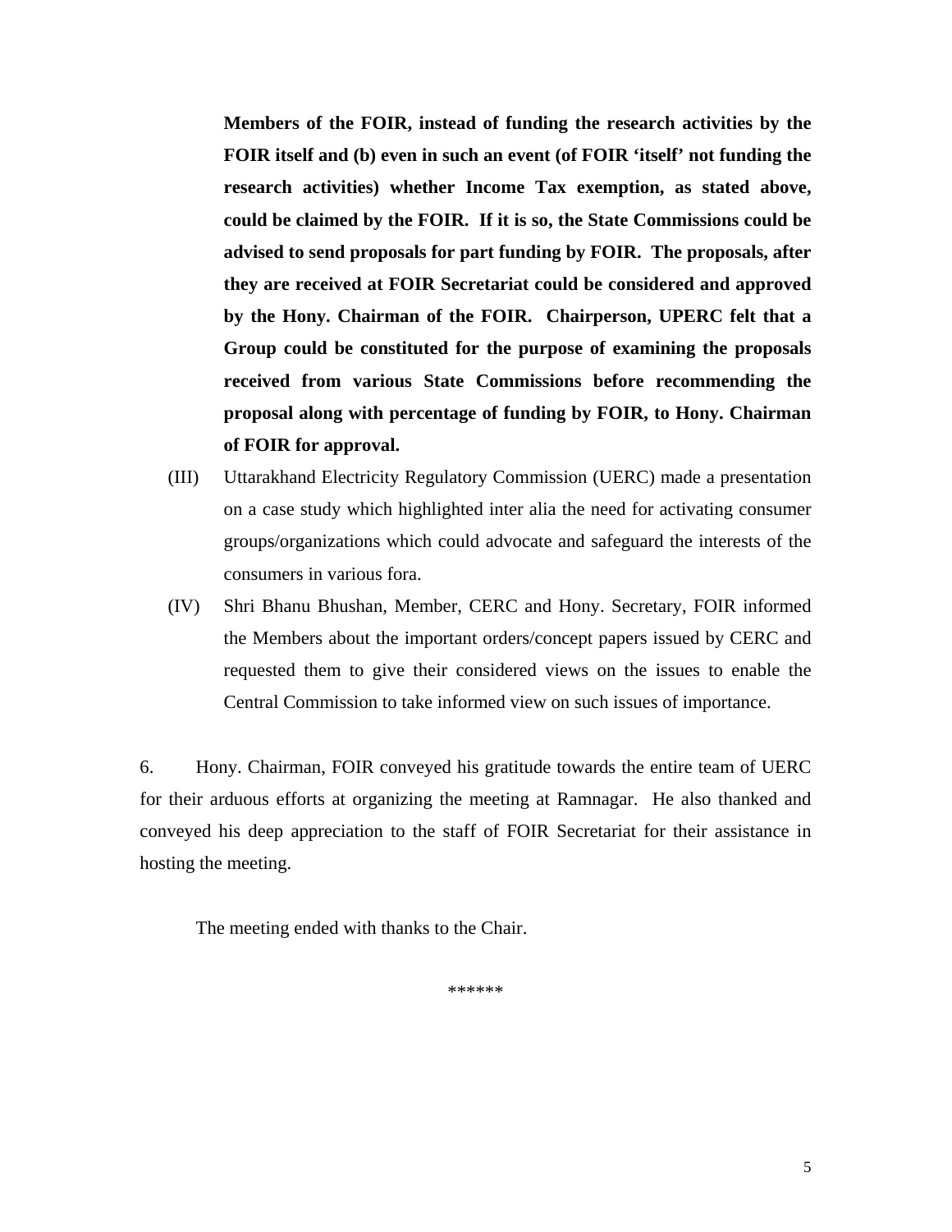**Members of the FOIR, instead of funding the research activities by the FOIR itself and (b) even in such an event (of FOIR 'itself' not funding the research activities) whether Income Tax exemption, as stated above, could be claimed by the FOIR. If it is so, the State Commissions could be advised to send proposals for part funding by FOIR. The proposals, after they are received at FOIR Secretariat could be considered and approved by the Hony. Chairman of the FOIR. Chairperson, UPERC felt that a Group could be constituted for the purpose of examining the proposals received from various State Commissions before recommending the proposal along with percentage of funding by FOIR, to Hony. Chairman of FOIR for approval.**

(III) Uttarakhand Electricity Regulatory Commission (UERC) made a presentation on a case study which highlighted inter alia the need for activating consumer groups/organizations which could advocate and safeguard the interests of the consumers in various fora.

(IV) Shri Bhanu Bhushan, Member, CERC and Hony. Secretary, FOIR informed the Members about the important orders/concept papers issued by CERC and requested them to give their considered views on the issues to enable the Central Commission to take informed view on such issues of importance.

6. Hony. Chairman, FOIR conveyed his gratitude towards the entire team of UERC for their arduous efforts at organizing the meeting at Ramnagar. He also thanked and conveyed his deep appreciation to the staff of FOIR Secretariat for their assistance in hosting the meeting.

The meeting ended with thanks to the Chair.

******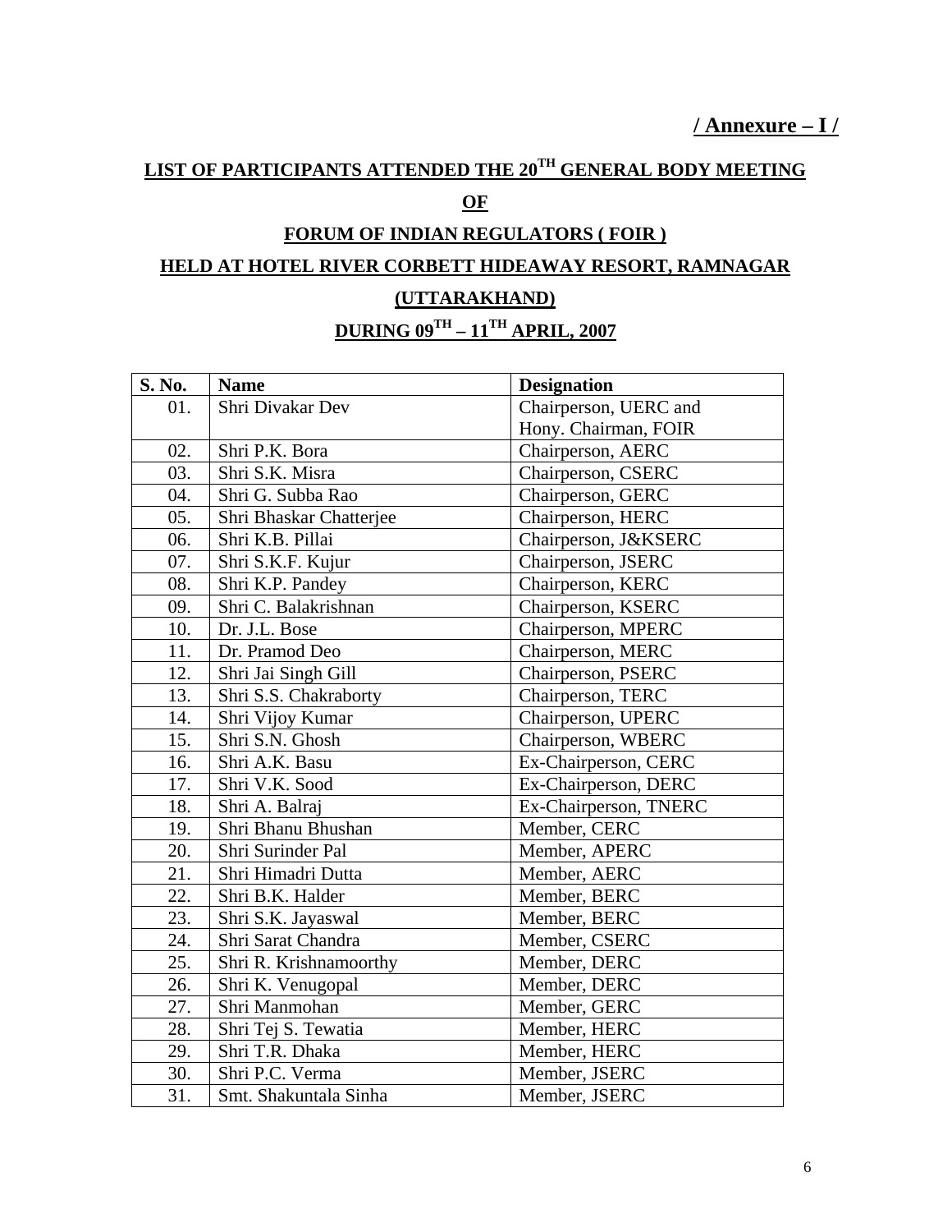**/ Annexure – I /**

## LIST OF PARTICIPANTS ATTENDED THE 20TH GENERAL BODY MEETING

## OF

## FORUM OF INDIAN REGULATORS ( FOIR )

## HELD AT HOTEL RIVER CORBETT HIDEAWAY RESORT, RAMNAGAR

## (UTTARAKHAND)

## DURING 09TH – 11TH APRIL, 2007

| S. No. | Name | Designation |
|---|---|---|
| 01. | Shri Divakar Dev | Chairperson, UERC and Hony. Chairman, FOIR |
| 02. | Shri P.K. Bora | Chairperson, AERC |
| 03. | Shri S.K. Misra | Chairperson, CSERC |
| 04. | Shri G. Subba Rao | Chairperson, GERC |
| 05. | Shri Bhaskar Chatterjee | Chairperson, HERC |
| 06. | Shri K.B. Pillai | Chairperson, J&KSERC |
| 07. | Shri S.K.F. Kujur | Chairperson, JSERC |
| 08. | Shri K.P. Pandey | Chairperson, KERC |
| 09. | Shri C. Balakrishnan | Chairperson, KSERC |
| 10. | Dr. J.L. Bose | Chairperson, MPERC |
| 11. | Dr. Pramod Deo | Chairperson, MERC |
| 12. | Shri Jai Singh Gill | Chairperson, PSERC |
| 13. | Shri S.S. Chakraborty | Chairperson, TERC |
| 14. | Shri Vijoy Kumar | Chairperson, UPERC |
| 15. | Shri S.N. Ghosh | Chairperson, WBERC |
| 16. | Shri A.K. Basu | Ex-Chairperson, CERC |
| 17. | Shri V.K. Sood | Ex-Chairperson, DERC |
| 18. | Shri A. Balraj | Ex-Chairperson, TNERC |
| 19. | Shri Bhanu Bhushan | Member, CERC |
| 20. | Shri Surinder Pal | Member, APERC |
| 21. | Shri Himadri Dutta | Member, AERC |
| 22. | Shri B.K. Halder | Member, BERC |
| 23. | Shri S.K. Jayaswal | Member, BERC |
| 24. | Shri Sarat Chandra | Member, CSERC |
| 25. | Shri R. Krishnamoorthy | Member, DERC |
| 26. | Shri K. Venugopal | Member, DERC |
| 27. | Shri Manmohan | Member, GERC |
| 28. | Shri Tej S. Tewatia | Member, HERC |
| 29. | Shri T.R. Dhaka | Member, HERC |
| 30. | Shri P.C. Verma | Member, JSERC |
| 31. | Smt. Shakuntala Sinha | Member, JSERC |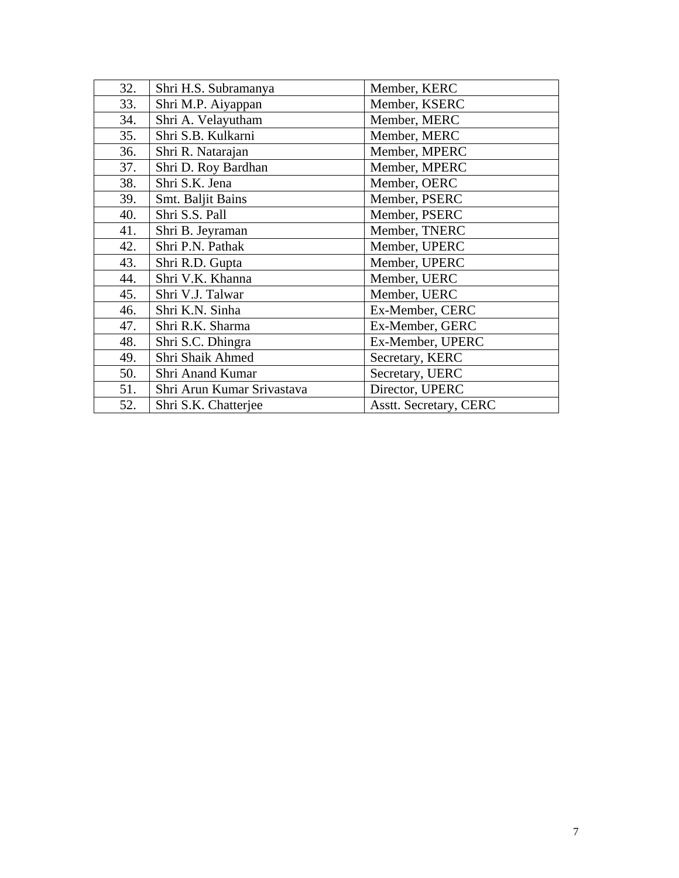| | | |
|---|---|---|
| 32. | Shri H.S. Subramanya | Member, KERC |
| 33. | Shri M.P. Aiyappan | Member, KSERC |
| 34. | Shri A. Velayutham | Member, MERC |
| 35. | Shri S.B. Kulkarni | Member, MERC |
| 36. | Shri R. Natarajan | Member, MPERC |
| 37. | Shri D. Roy Bardhan | Member, MPERC |
| 38. | Shri S.K. Jena | Member, OERC |
| 39. | Smt. Baljit Bains | Member, PSERC |
| 40. | Shri S.S. Pall | Member, PSERC |
| 41. | Shri B. Jeyraman | Member, TNERC |
| 42. | Shri P.N. Pathak | Member, UPERC |
| 43. | Shri R.D. Gupta | Member, UPERC |
| 44. | Shri V.K. Khanna | Member, UERC |
| 45. | Shri V.J. Talwar | Member, UERC |
| 46. | Shri K.N. Sinha | Ex-Member, CERC |
| 47. | Shri R.K. Sharma | Ex-Member, GERC |
| 48. | Shri S.C. Dhingra | Ex-Member, UPERC |
| 49. | Shri Shaik Ahmed | Secretary, KERC |
| 50. | Shri Anand Kumar | Secretary, UERC |
| 51. | Shri Arun Kumar Srivastava | Director, UPERC |
| 52. | Shri S.K. Chatterjee | Asstt. Secretary, CERC |